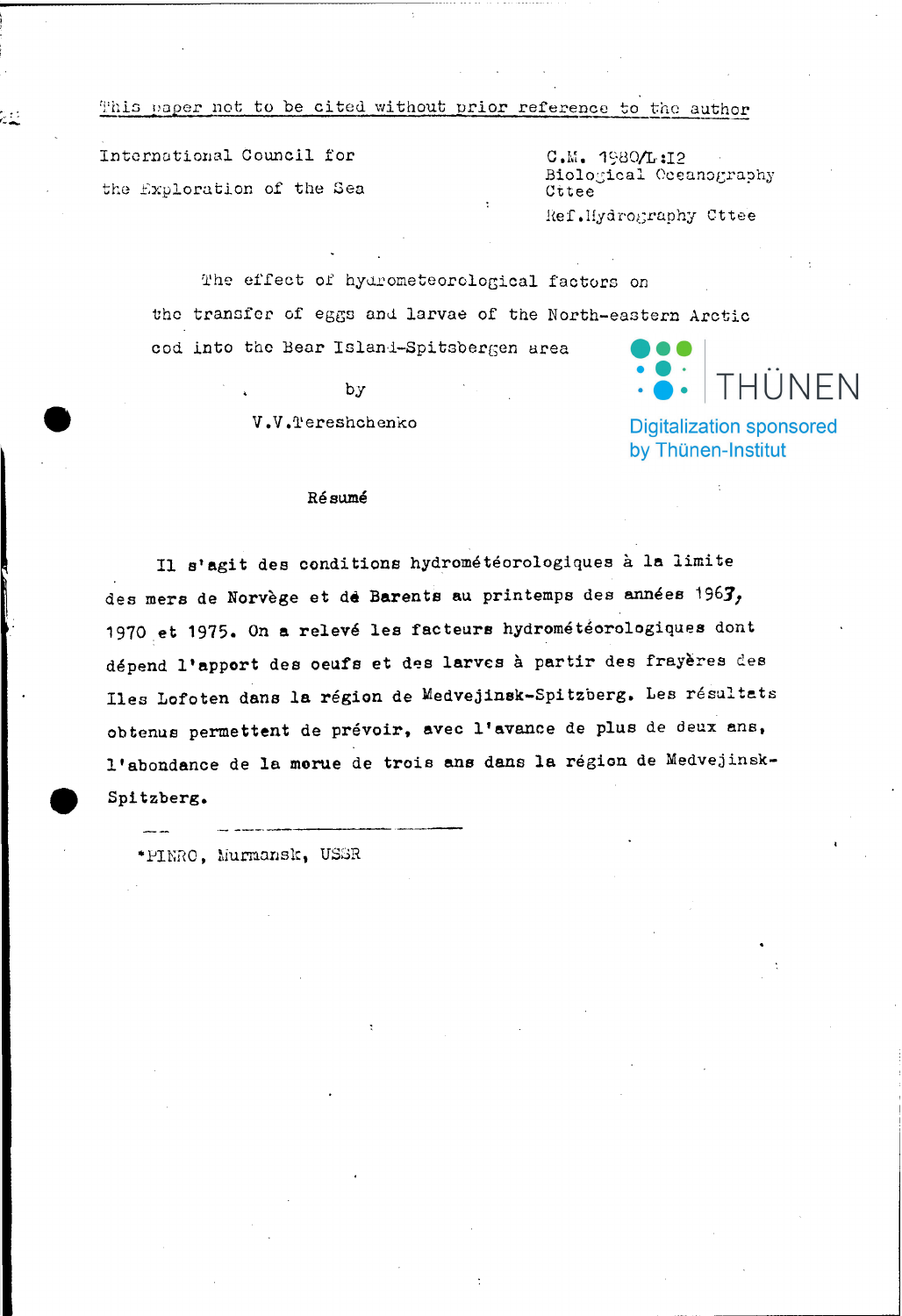This paper not to be cited without prior reference to the author

International Council for the Exploration of the Sea

C.M. 1980/L:12
Biological Oceanography Cttee
Ref.Hydrography Cttee

# The effect of hydrometeorological factors on the transfer of eggs and larvae of the North-eastern Arctic cod into the Bear Island-Spitsbergen area

by

V.V.Tereshchenko

## Résumé

Il s'agit des conditions hydrométéorologiques à la limite des mers de Norvège et de Barents au printemps des années 1963, 1970 et 1975. On a relevé les facteurs hydrométéorologiques dont dépend l'apport des oeufs et des larves à partir des frayères des Iles Lofoten dans la région de Medvejinsk-Spitzberg. Les résultats obtenus permettent de prévoir, avec l'avance de plus de deux ans, l'abondance de la morue de trois ans dans la région de Medvejinsk-Spitzberg.

*PINRO, Murmansk, USSR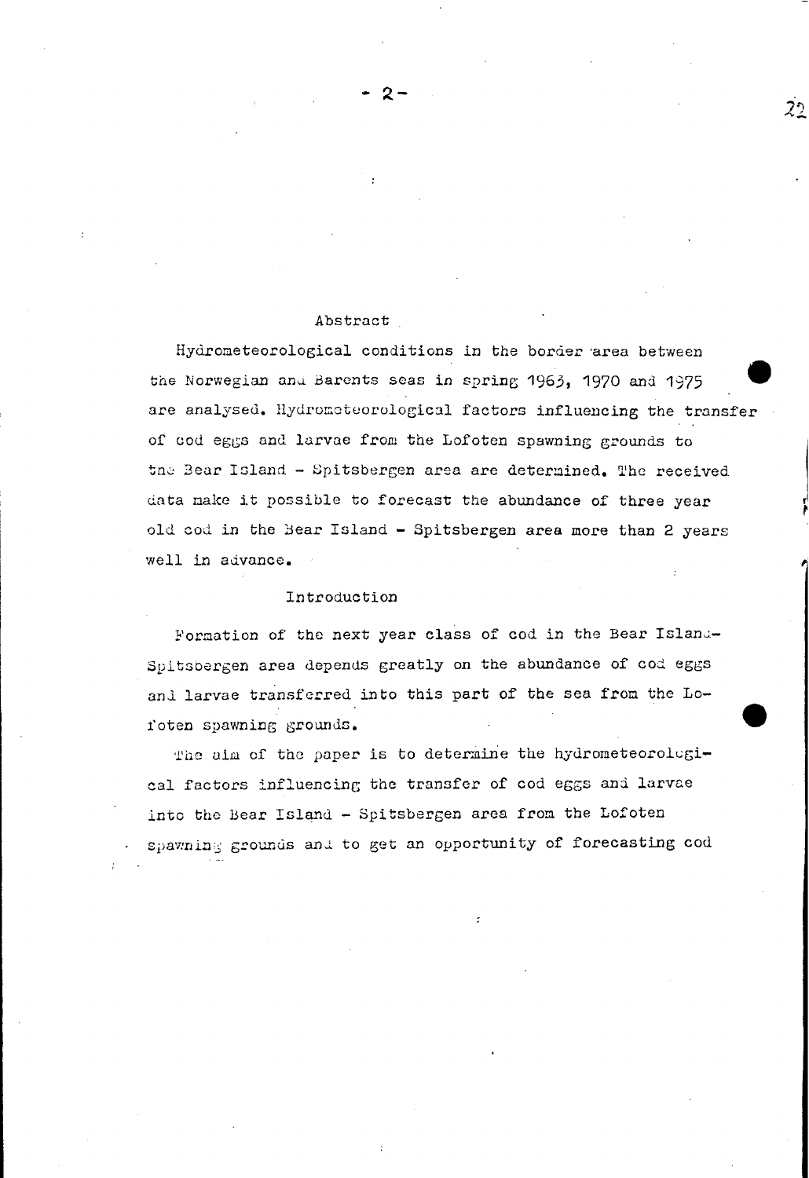## Abstract

Hydrometeorological conditions in the border area between the Norwegian and Barents seas in spring 1963, 1970 and 1975 are analysed. Hydrometeorological factors influencing the transfer of cod eggs and larvae from the Lofoten spawning grounds to the Bear Island - Spitsbergen area are determined. The received data make it possible to forecast the abundance of three year old cod in the Bear Island - Spitsbergen area more than 2 years well in advance.

## Introduction

Formation of the next year class of cod in the Bear Island-Spitsbergen area depends greatly on the abundance of cod eggs and larvae transferred into this part of the sea from the Lofoten spawning grounds.

The aim of the paper is to determine the hydrometeorological factors influencing the transfer of cod eggs and larvae into the Bear Island - Spitsbergen area from the Lofoten spawning grounds and to get an opportunity of forecasting cod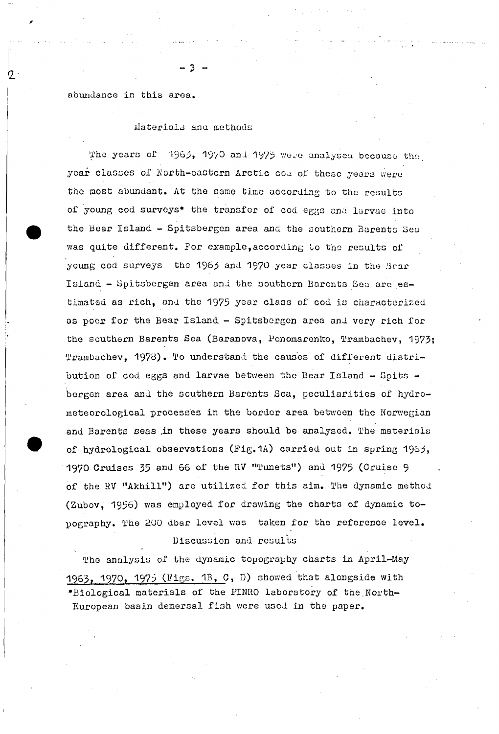abundance in this area.

## Materials and methods

The years of 1963, 1970 and 1975 were analysed because the year classes of North-eastern Arctic cod of these years were the most abundant. At the same time according to the results of young cod surveys* the transfer of cod eggs and larvae into the Bear Island - Spitsbergen area and the southern Barents Sea was quite different. For example, according to the results of young cod surveys the 1963 and 1970 year classes in the Bear Island - Spitsbergen area and the southern Barents Sea are estimated as rich, and the 1975 year class of cod is characterized as poor for the Bear Island - Spitsbergen area and very rich for the southern Barents Sea (Baranova, Ponomarenko, Trambachev, 1973; Trambachev, 1978). To understand the causes of different distribution of cod eggs and larvae between the Bear Island - Spitsbergen area and the southern Barents Sea, peculiarities of hydrometeorological processes in the border area between the Norwegian and Barents seas in these years should be analysed. The materials of hydrological observations (Fig.1A) carried out in spring 1963, 1970 Cruises 35 and 66 of the RV "Tunets") and 1975 (Cruise 9 of the RV "Akhill") are utilized for this aim. The dynamic method (Zubov, 1956) was employed for drawing the charts of dynamic topography. The 200 dbar level was taken for the reference level.

## Discussion and results

The analysis of the dynamic topography charts in April-May 1963, 1970, 1975 (Figs. 1B, C, D) showed that alongside with

*Biological materials of the PINRO laboratory of the North-European basin demersal fish were used in the paper.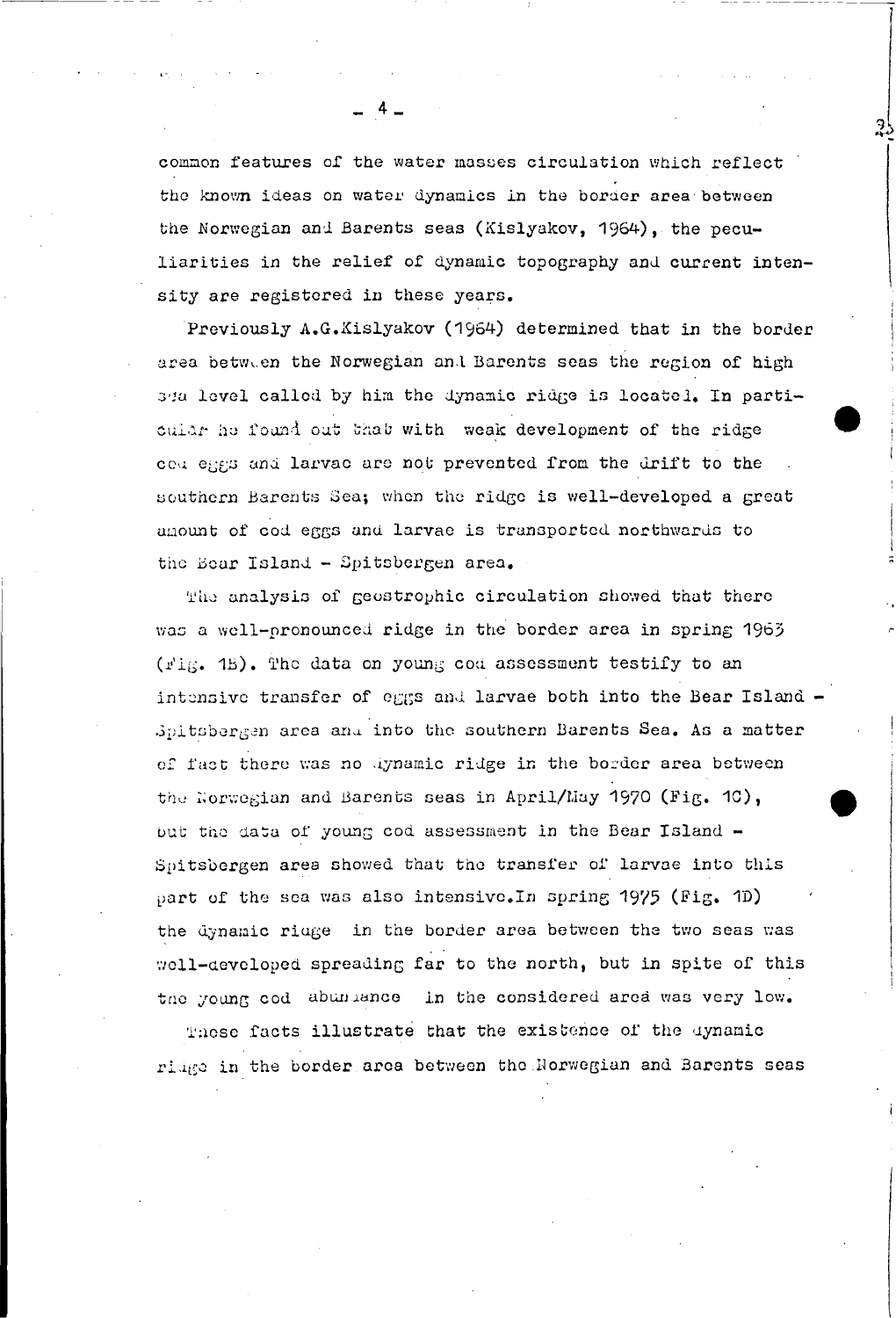common features of the water masses circulation which reflect the known ideas on water dynamics in the border area between the Norwegian and Barents seas (Kislyakov, 1964), the peculiarities in the relief of dynamic topography and current intensity are registered in these years.

Previously A.G.Kislyakov (1964) determined that in the border area between the Norwegian and Barents seas the region of high sea level called by him the dynamic ridge is located. In particular he found out that with weak development of the ridge cod eggs and larvae are not prevented from the drift to the southern Barents Sea; when the ridge is well-developed a great amount of cod eggs and larvae is transported northwards to the Bear Island - Spitsbergen area.

The analysis of geostrophic circulation showed that there was a well-pronounced ridge in the border area in spring 1963 (Fig. 1B). The data on young cod assessment testify to an intensive transfer of eggs and larvae both into the Bear Island - Spitsbergen area and into the southern Barents Sea. As a matter of fact there was no dynamic ridge in the border area between the Norwegian and Barents seas in April/May 1970 (Fig. 1C), but the data of young cod assessment in the Bear Island - Spitsbergen area showed that the transfer of larvae into this part of the sea was also intensive.In spring 1975 (Fig. 1D) the dynamic ridge in the border area between the two seas was well-developed spreading far to the north, but in spite of this the young cod abundance in the considered area was very low.

These facts illustrate that the existence of the dynamic ridge in the border area between the Norwegian and Barents seas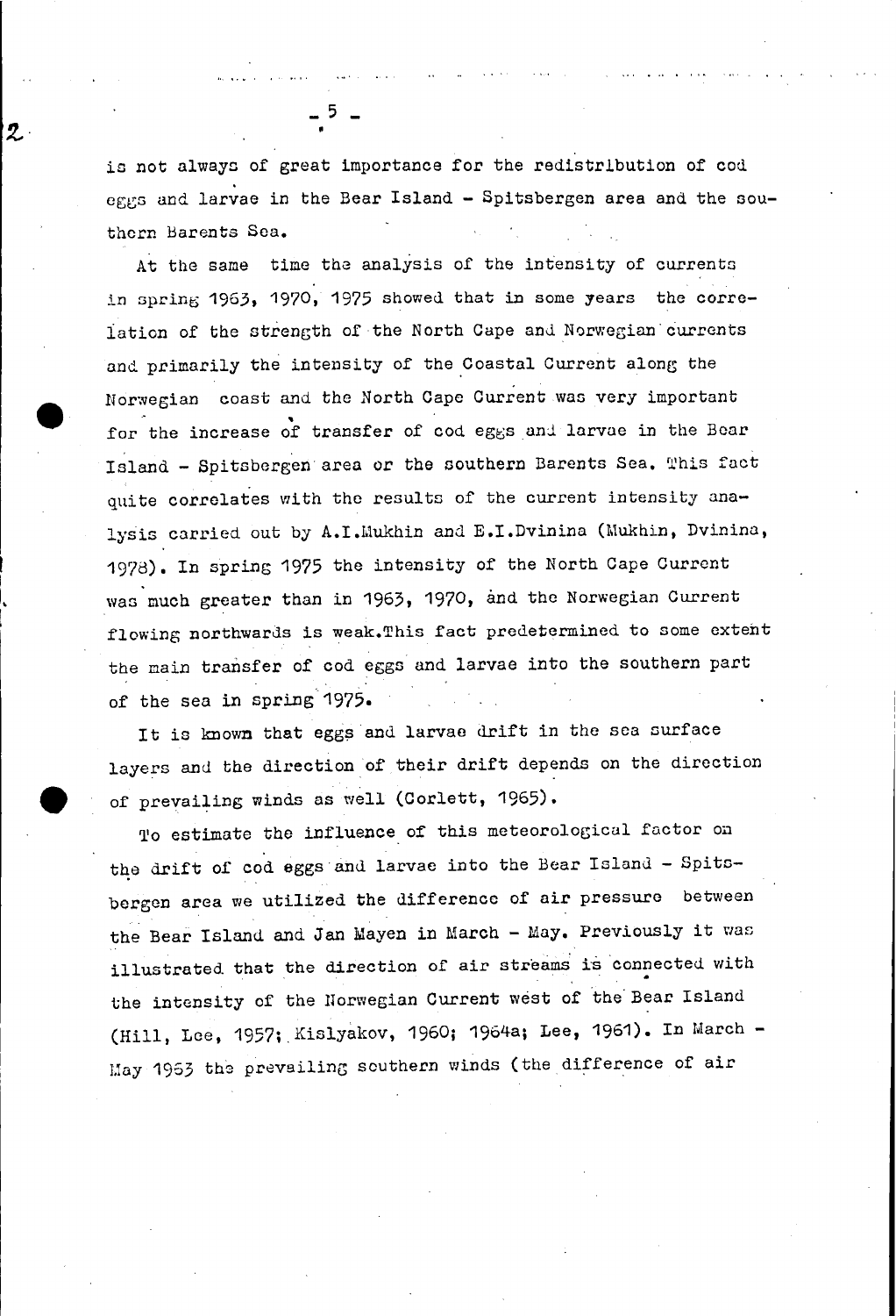is not always of great importance for the redistribution of cod eggs and larvae in the Bear Island - Spitsbergen area and the southern Barents Sea.

At the same time the analysis of the intensity of currents in spring 1963, 1970, 1975 showed that in some years the correlation of the strength of the North Cape and Norwegian currents and primarily the intensity of the Coastal Current along the Norwegian coast and the North Cape Current was very important for the increase of transfer of cod eggs and larvae in the Bear Island - Spitsbergen area or the southern Barents Sea. This fact quite correlates with the results of the current intensity analysis carried out by A.I.Mukhin and E.I.Dvinina (Mukhin, Dvinina, 1978). In spring 1975 the intensity of the North Cape Current was much greater than in 1963, 1970, and the Norwegian Current flowing northwards is weak.This fact predetermined to some extent the main transfer of cod eggs and larvae into the southern part of the sea in spring 1975.

It is known that eggs and larvae drift in the sea surface layers and the direction of their drift depends on the direction of prevailing winds as well (Corlett, 1965).

To estimate the influence of this meteorological factor on the drift of cod eggs and larvae into the Bear Island - Spitsbergen area we utilized the difference of air pressure between the Bear Island and Jan Mayen in March - May. Previously it was illustrated that the direction of air streams is connected with the intensity of the Norwegian Current west of the Bear Island (Hill, Lee, 1957; Kislyakov, 1960; 1964a; Lee, 1961). In March - May 1963 the prevailing southern winds (the difference of air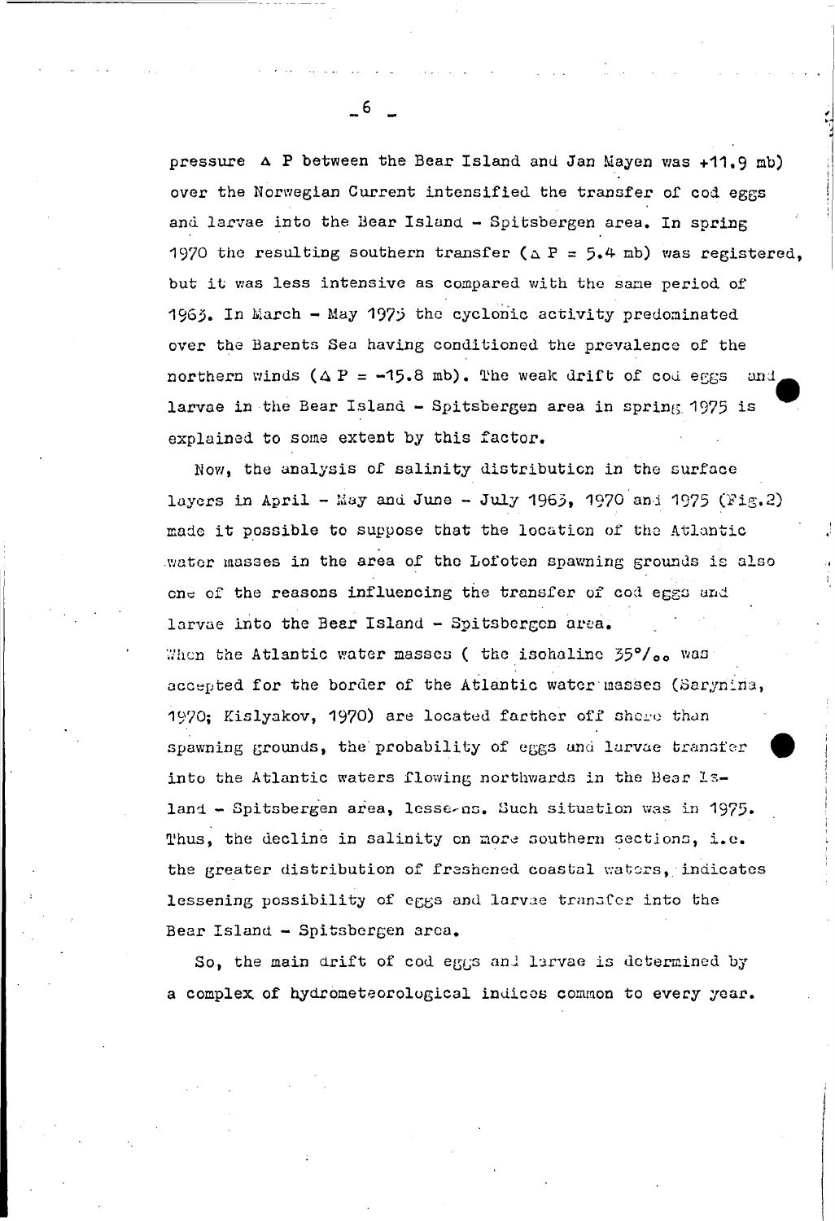pressure $\Delta$ P between the Bear Island and Jan Mayen was +11.9 mb) over the Norwegian Current intensified the transfer of cod eggs and larvae into the Bear Island - Spitsbergen area. In spring 1970 the resulting southern transfer ($\Delta$ P = 5.4 mb) was registered, but it was less intensive as compared with the same period of 1963. In March - May 1975 the cyclonic activity predominated over the Barents Sea having conditioned the prevalence of the northern winds ($\Delta$ P = -15.8 mb). The weak drift of cod eggs and larvae in the Bear Island - Spitsbergen area in spring 1975 is explained to some extent by this factor.

Now, the analysis of salinity distribution in the surface layers in April - May and June - July 1963, 1970 and 1975 (Fig.2) made it possible to suppose that the location of the Atlantic water masses in the area of the Lofoten spawning grounds is also one of the reasons influencing the transfer of cod eggs and larvae into the Bear Island - Spitsbergen area.
When the Atlantic water masses ( the isohaline 35°/₀₀ was accepted for the border of the Atlantic water masses (Sarynina, 1970; Kislyakov, 1970) are located farther off shore than spawning grounds, the probability of eggs and larvae transfer into the Atlantic waters flowing northwards in the Bear Island - Spitsbergen area, lessens. Such situation was in 1975. Thus, the decline in salinity on more southern sections, i.e. the greater distribution of freshened coastal waters, indicates lessening possibility of eggs and larvae transfer into the Bear Island - Spitsbergen area.

So, the main drift of cod eggs and larvae is determined by a complex of hydrometeorological indices common to every year.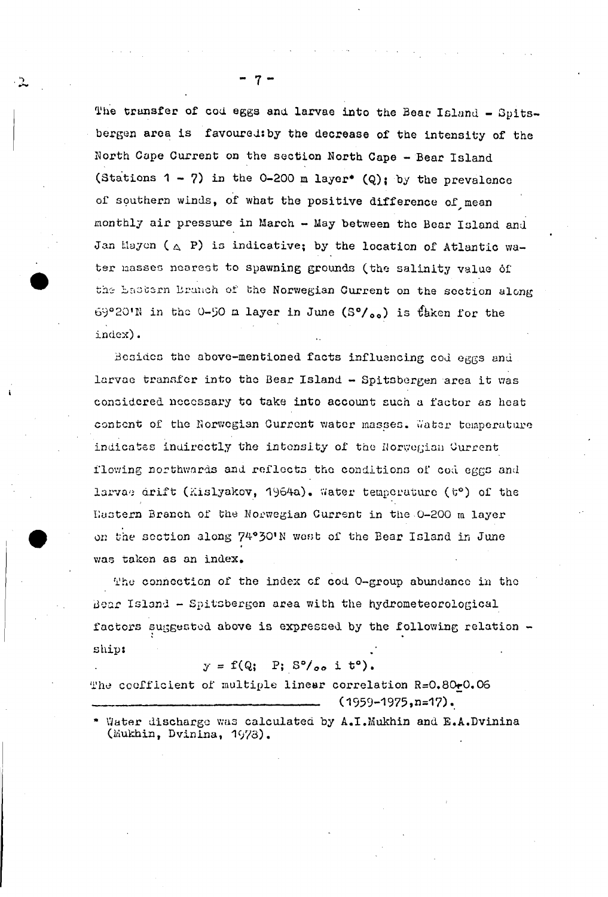The transfer of cod eggs and larvae into the Bear Island - Spitsbergen area is favoured: by the decrease of the intensity of the North Cape Current on the section North Cape - Bear Island (Stations 1 - 7) in the 0-200 m layer* (Q); by the prevalence of southern winds, of what the positive difference of mean monthly air pressure in March - May between the Bear Island and Jan Mayen ($\Delta$ P) is indicative; by the location of Atlantic water masses nearest to spawning grounds (the salinity value of the Eastern Branch of the Norwegian Current on the section along 69°20'N in the 0-50 m layer in June (S‰) is taken for the index).

Besides the above-mentioned facts influencing cod eggs and larvae transfer into the Bear Island - Spitsbergen area it was considered necessary to take into account such a factor as heat content of the Norwegian Current water masses. Water temperature indicates indirectly the intensity of the Norwegian Current flowing northwards and reflects the conditions of cod eggs and larvae drift (Kislyakov, 1964a). Water temperature (t°) of the Eastern Branch of the Norwegian Current in the 0-200 m layer on the section along 74°30'N west of the Bear Island in June was taken as an index.

The connection of the index of cod 0-group abundance in the Bear Island - Spitsbergen area with the hydrometeorological factors suggested above is expressed by the following relationship:

$$y = f(Q; \; P; \; S‰ \text{ i } t°).$$

The coefficient of multiple linear correlation R=0.80±0.06 (1959-1975, n=17).

\* Water discharge was calculated by A.I.Mukhin and E.A.Dvinina (Mukhin, Dvinina, 1978).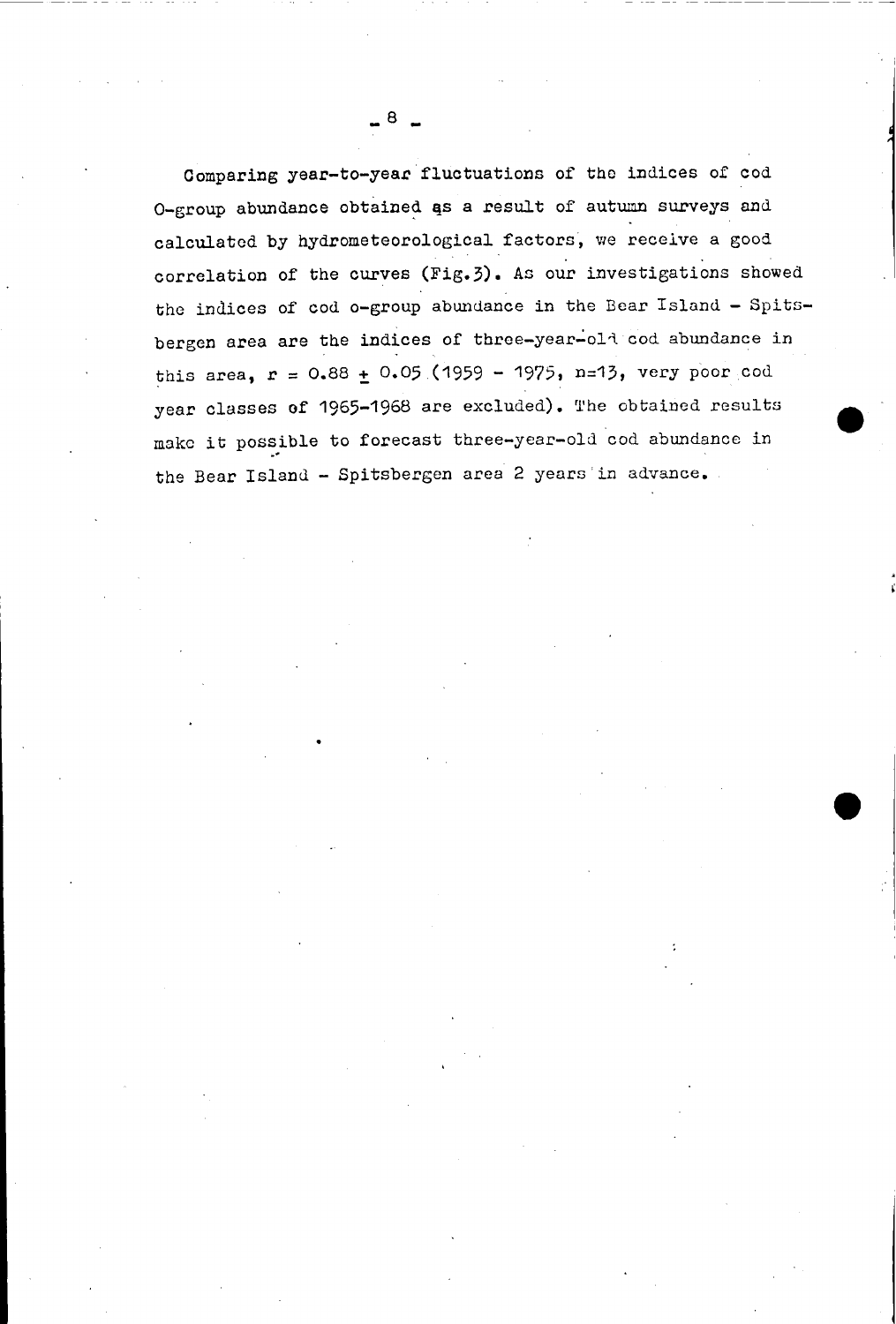Comparing year-to-year fluctuations of the indices of cod 0-group abundance obtained as a result of autumn surveys and calculated by hydrometeorological factors, we receive a good correlation of the curves (Fig.3). As our investigations showed the indices of cod o-group abundance in the Bear Island - Spitsbergen area are the indices of three-year-old cod abundance in this area, $r = 0.88 \pm 0.05$ (1959 - 1975, n=13, very poor cod year classes of 1965-1968 are excluded). The obtained results make it possible to forecast three-year-old cod abundance in the Bear Island - Spitsbergen area 2 years in advance.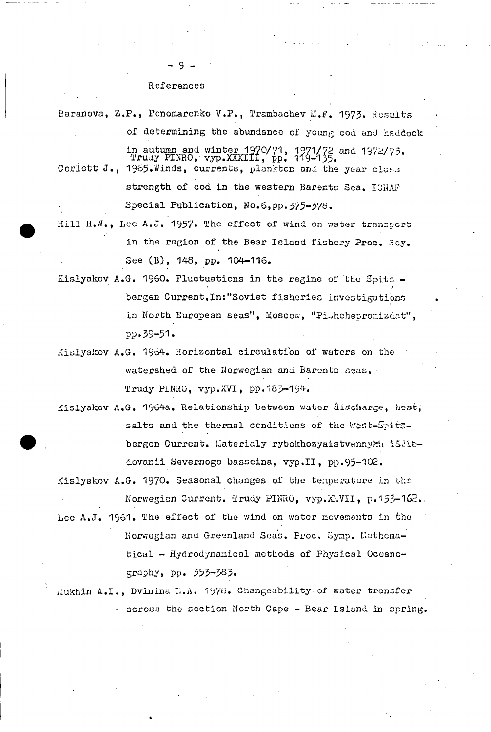## References

Baranova, Z.P., Ponomarenko V.P., Trambachev M.F. 1973. Results of determining the abundance of young cod and haddock in autumn and winter 1970/71, 1971/72 and 1972/73. Trudy PINRO, vyp.XXXIII, pp. 119-135.

Corlett J., 1965.Winds, currents, plankton and the year class strength of cod in the western Barents Sea. ICNAF Special Publication, No.6,pp.375-378.

Hill H.W., Lee A.J. 1957. The effect of wind on water transport in the region of the Bear Island fishery Proc. Roy. See (B), 148, pp. 104-116.

Kislyakov A.G. 1960. Fluctuations in the regime of the Spitsbergen Current.In:"Soviet fisheries investigations in North European seas", Moscow, "Pishcheprornizdat", pp.39-51.

Kislyakov A.G. 1964. Horizontal circulation of waters on the watershed of the Norwegian and Barents seas. Trudy PINRO, vyp.XVI, pp.183-194.

Kislyakov A.G. 1964a. Relationship between water discharge, heat, salts and the thermal conditions of the West-Spitsbergen Current. Materialy rybokhozyaistvennykh issledovanii Severnogo basseina, vyp.II, pp.95-102.

Kislyakov A.G. 1970. Seasonal changes of the temperature in the Norwegian Current. Trudy PINRO, vyp.XXVII, p.153-162.

Lee A.J. 1961. The effect of the wind on water movements in the Norwegian and Greenland Seas. Proc. Symp. Mathematical - Hydrodynamical methods of Physical Oceanography, pp. 353-383.

Mukhin A.I., Dvinina E.A. 1978. Changeability of water transfer across the section North Cape - Bear Island in spring.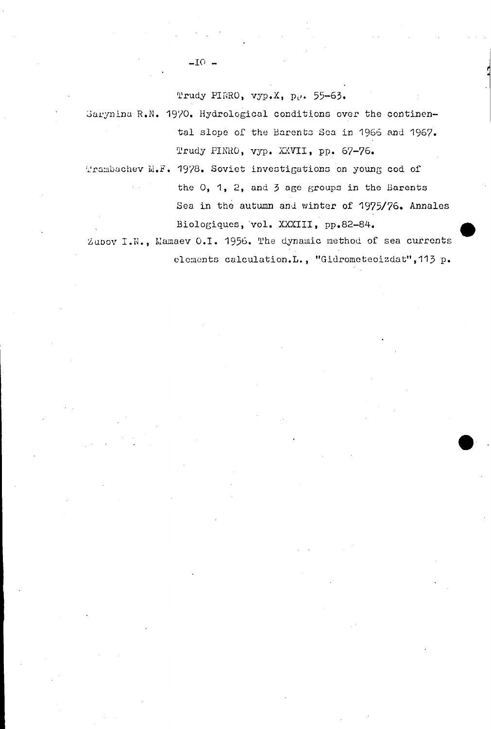Trudy PINRO, vyp.X, pp. 55-63.

Sarynina R.N. 1970. Hydrological conditions over the continental slope of the Barents Sea in 1966 and 1967. Trudy PINRO, vyp. XXVII, pp. 67-76.

Trambachev M.F. 1978. Soviet investigations on young cod of the 0, 1, 2, and 3 age groups in the Barents Sea in the autumn and winter of 1975/76. Annales Biologiques, vol. XXXIII, pp.82-84.

Zubov I.N., Mamaev O.I. 1956. The dynamic method of sea currents elements calculation.L., "Gidrometeoizdat",113 p.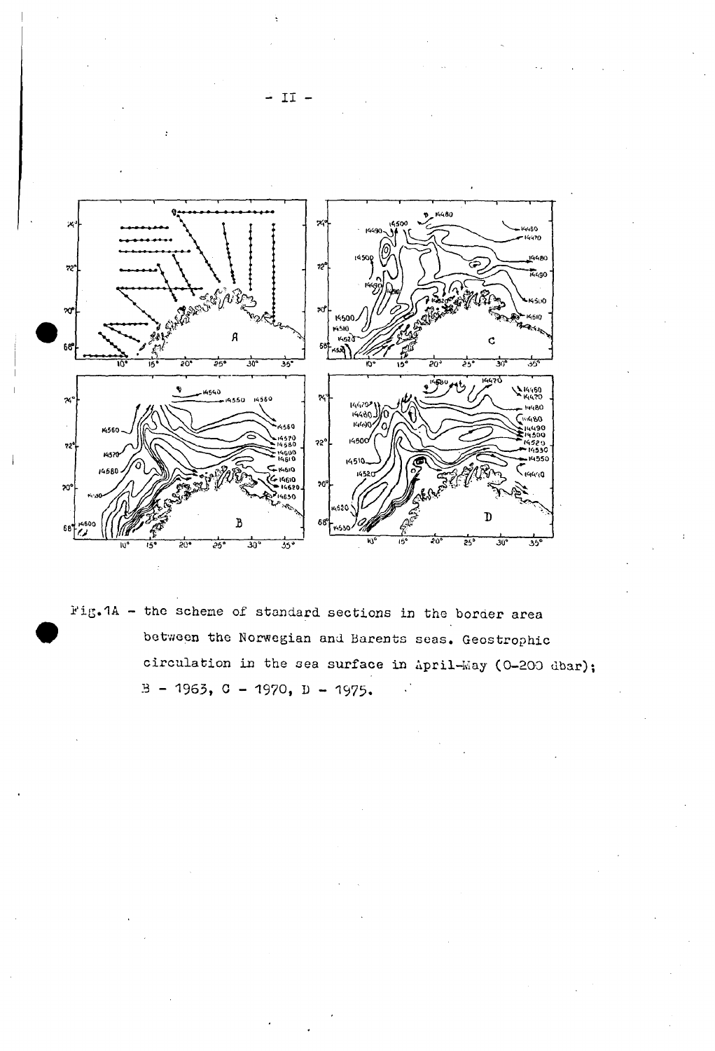Fig.1A - the scheme of standard sections in the border area between the Norwegian and Barents seas. Geostrophic circulation in the sea surface in April-May (0-200 dbar); B - 1963, C - 1970, D - 1975.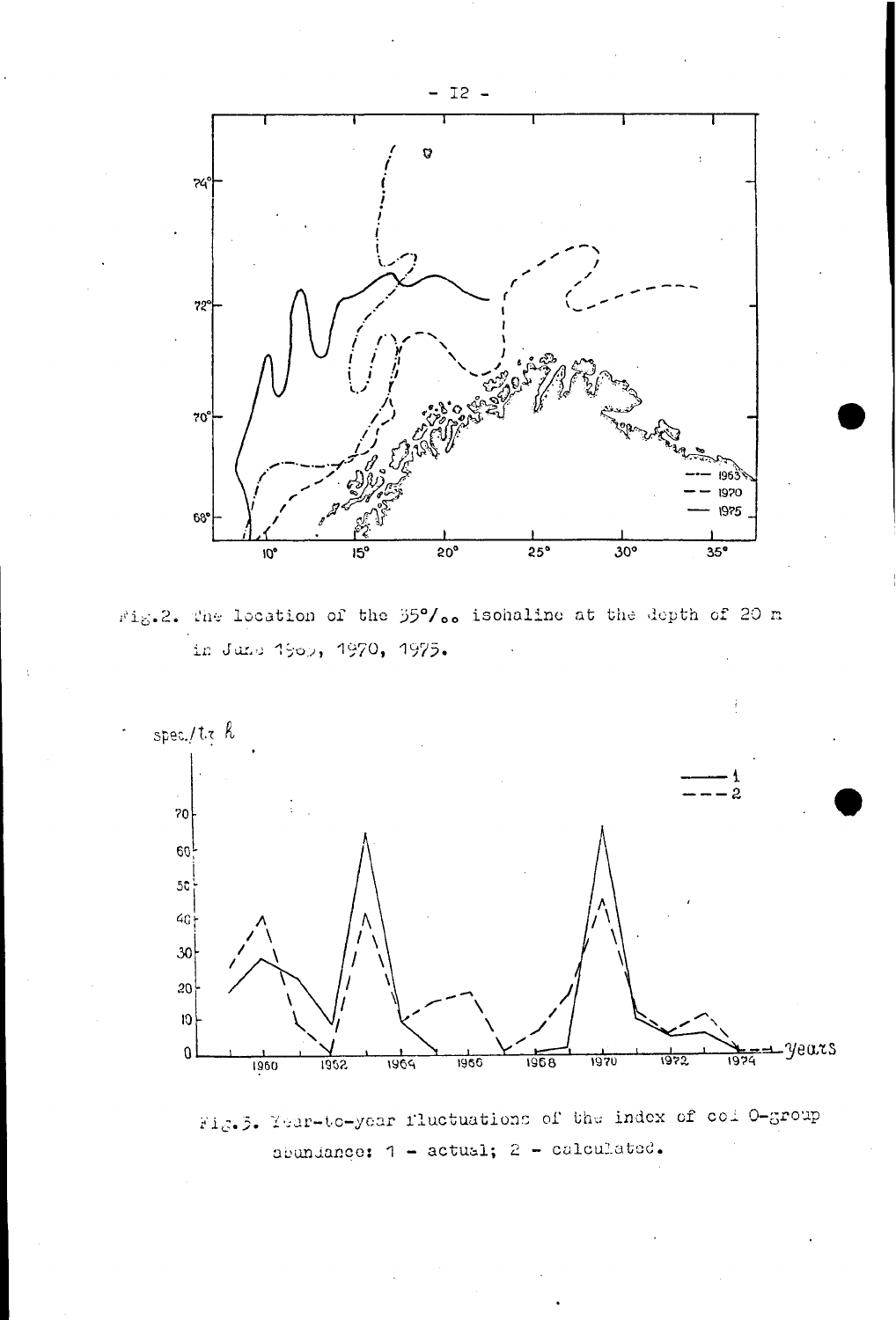74°
72°
70°
68°
10°
15°
20°
25°
30°
35°
1963
1970
1975

Fig.2. The location of the 35°/₀₀ isohaline at the depth of 20 m in June 1963, 1970, 1975.

spec./tr. h
70
60
50
40
30
20
10
0
1960
1962
1964
1966
1968
1970
1972
1974
years
1
2

Fig.3. Year-to-year fluctuations of the index of cod 0-group abundance: 1 - actual; 2 - calculated.